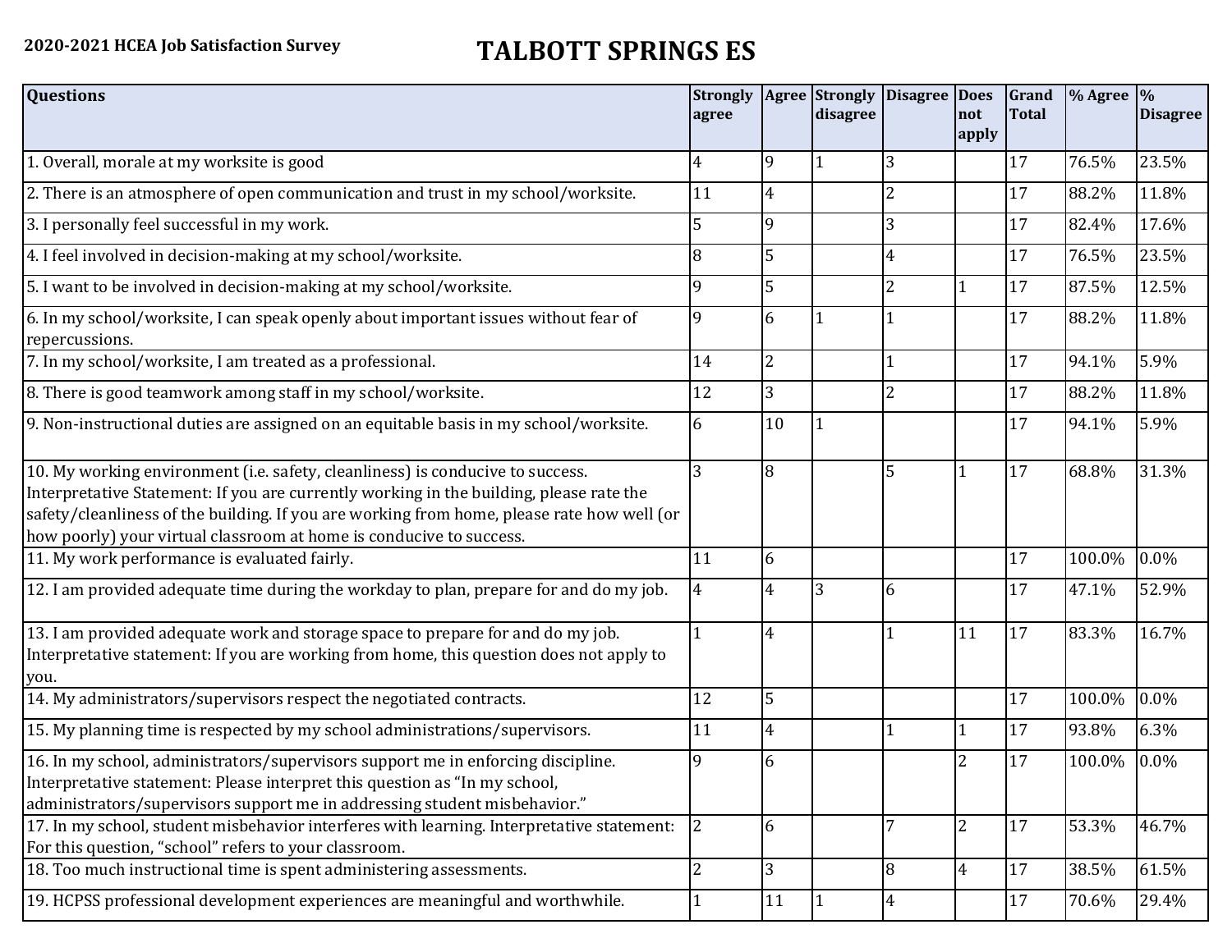2020-2021 HCEA Job Satisfaction Survey

# TALBOTT SPRINGS ES

| Questions | Strongly agree | Agree | Strongly disagree | Disagree | Does not apply | Grand Total | % Agree | % Disagree |
|---|---|---|---|---|---|---|---|---|
| 1. Overall, morale at my worksite is good | 4 | 9 | 1 | 3 | | 17 | 76.5% | 23.5% |
| 2. There is an atmosphere of open communication and trust in my school/worksite. | 11 | 4 | | 2 | | 17 | 88.2% | 11.8% |
| 3. I personally feel successful in my work. | 5 | 9 | | 3 | | 17 | 82.4% | 17.6% |
| 4. I feel involved in decision-making at my school/worksite. | 8 | 5 | | 4 | | 17 | 76.5% | 23.5% |
| 5. I want to be involved in decision-making at my school/worksite. | 9 | 5 | | 2 | 1 | 17 | 87.5% | 12.5% |
| 6. In my school/worksite, I can speak openly about important issues without fear of repercussions. | 9 | 6 | 1 | 1 | | 17 | 88.2% | 11.8% |
| 7. In my school/worksite, I am treated as a professional. | 14 | 2 | | 1 | | 17 | 94.1% | 5.9% |
| 8. There is good teamwork among staff in my school/worksite. | 12 | 3 | | 2 | | 17 | 88.2% | 11.8% |
| 9. Non-instructional duties are assigned on an equitable basis in my school/worksite. | 6 | 10 | 1 | | | 17 | 94.1% | 5.9% |
| 10. My working environment (i.e. safety, cleanliness) is conducive to success. Interpretative Statement: If you are currently working in the building, please rate the safety/cleanliness of the building. If you are working from home, please rate how well (or how poorly) your virtual classroom at home is conducive to success. | 3 | 8 | | 5 | 1 | 17 | 68.8% | 31.3% |
| 11. My work performance is evaluated fairly. | 11 | 6 | | | | 17 | 100.0% | 0.0% |
| 12. I am provided adequate time during the workday to plan, prepare for and do my job. | 4 | 4 | 3 | 6 | | 17 | 47.1% | 52.9% |
| 13. I am provided adequate work and storage space to prepare for and do my job. Interpretative statement: If you are working from home, this question does not apply to you. | 1 | 4 | | 1 | 11 | 17 | 83.3% | 16.7% |
| 14. My administrators/supervisors respect the negotiated contracts. | 12 | 5 | | | | 17 | 100.0% | 0.0% |
| 15. My planning time is respected by my school administrations/supervisors. | 11 | 4 | | 1 | 1 | 17 | 93.8% | 6.3% |
| 16. In my school, administrators/supervisors support me in enforcing discipline. Interpretative statement: Please interpret this question as "In my school, administrators/supervisors support me in addressing student misbehavior." | 9 | 6 | | | 2 | 17 | 100.0% | 0.0% |
| 17. In my school, student misbehavior interferes with learning. Interpretative statement: For this question, "school" refers to your classroom. | 2 | 6 | | 7 | 2 | 17 | 53.3% | 46.7% |
| 18. Too much instructional time is spent administering assessments. | 2 | 3 | | 8 | 4 | 17 | 38.5% | 61.5% |
| 19. HCPSS professional development experiences are meaningful and worthwhile. | 1 | 11 | 1 | 4 | | 17 | 70.6% | 29.4% |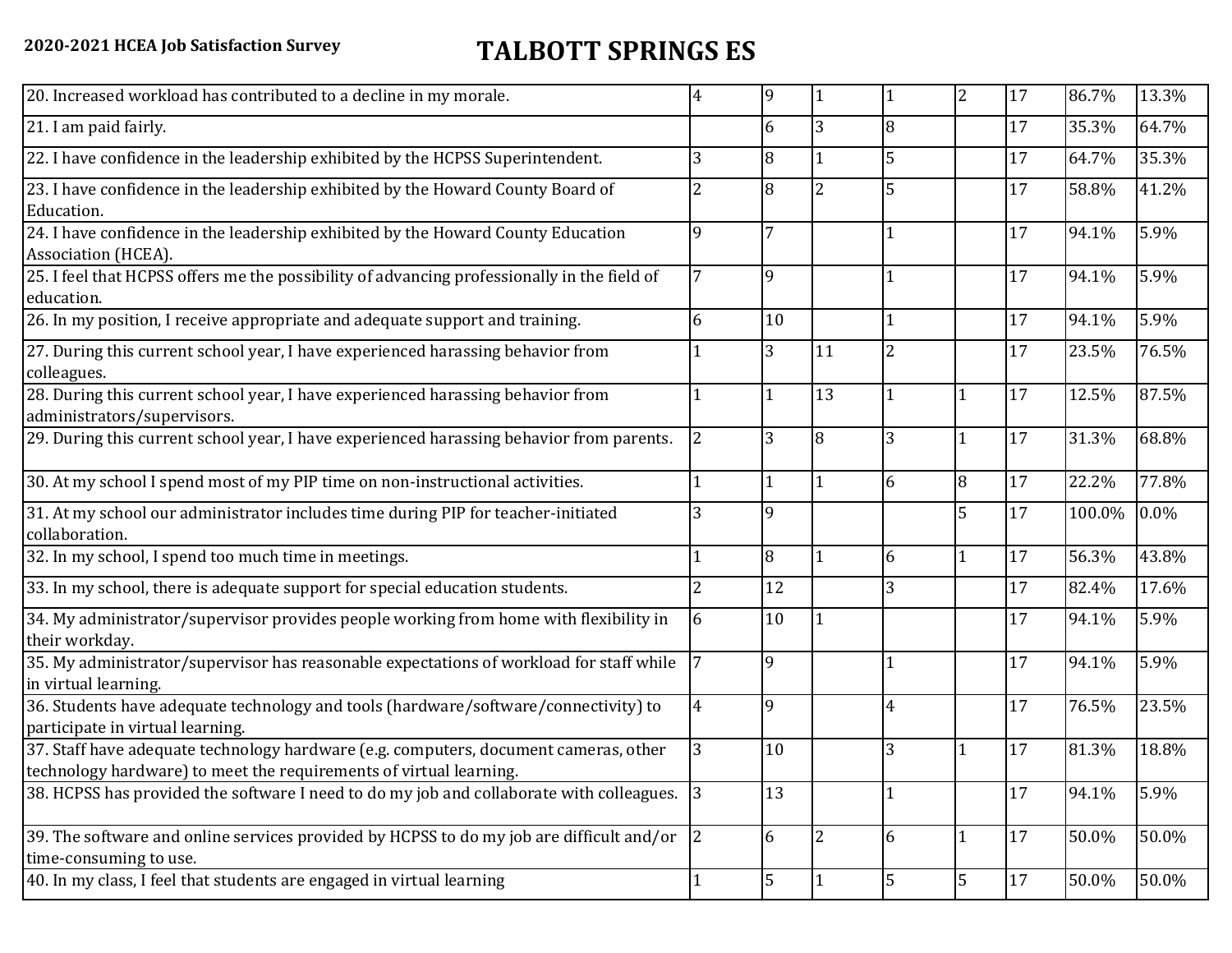2020-2021 HCEA Job Satisfaction Survey

# TALBOTT SPRINGS ES

| | | | | | | | | |
|---|---|---|---|---|---|---|---|---|
| 20. Increased workload has contributed to a decline in my morale. | 4 | 9 | 1 | 1 | 2 | 17 | 86.7% | 13.3% |
| 21. I am paid fairly. | | 6 | 3 | 8 | | 17 | 35.3% | 64.7% |
| 22. I have confidence in the leadership exhibited by the HCPSS Superintendent. | 3 | 8 | 1 | 5 | | 17 | 64.7% | 35.3% |
| 23. I have confidence in the leadership exhibited by the Howard County Board of Education. | 2 | 8 | 2 | 5 | | 17 | 58.8% | 41.2% |
| 24. I have confidence in the leadership exhibited by the Howard County Education Association (HCEA). | 9 | 7 | | 1 | | 17 | 94.1% | 5.9% |
| 25. I feel that HCPSS offers me the possibility of advancing professionally in the field of education. | 7 | 9 | | 1 | | 17 | 94.1% | 5.9% |
| 26. In my position, I receive appropriate and adequate support and training. | 6 | 10 | | 1 | | 17 | 94.1% | 5.9% |
| 27. During this current school year, I have experienced harassing behavior from colleagues. | 1 | 3 | 11 | 2 | | 17 | 23.5% | 76.5% |
| 28. During this current school year, I have experienced harassing behavior from administrators/supervisors. | 1 | 1 | 13 | 1 | 1 | 17 | 12.5% | 87.5% |
| 29. During this current school year, I have experienced harassing behavior from parents. | 2 | 3 | 8 | 3 | 1 | 17 | 31.3% | 68.8% |
| 30. At my school I spend most of my PIP time on non-instructional activities. | 1 | 1 | 1 | 6 | 8 | 17 | 22.2% | 77.8% |
| 31. At my school our administrator includes time during PIP for teacher-initiated collaboration. | 3 | 9 | | | 5 | 17 | 100.0% | 0.0% |
| 32. In my school, I spend too much time in meetings. | 1 | 8 | 1 | 6 | 1 | 17 | 56.3% | 43.8% |
| 33. In my school, there is adequate support for special education students. | 2 | 12 | | 3 | | 17 | 82.4% | 17.6% |
| 34. My administrator/supervisor provides people working from home with flexibility in their workday. | 6 | 10 | 1 | | | 17 | 94.1% | 5.9% |
| 35. My administrator/supervisor has reasonable expectations of workload for staff while in virtual learning. | 7 | 9 | | 1 | | 17 | 94.1% | 5.9% |
| 36. Students have adequate technology and tools (hardware/software/connectivity) to participate in virtual learning. | 4 | 9 | | 4 | | 17 | 76.5% | 23.5% |
| 37. Staff have adequate technology hardware (e.g. computers, document cameras, other technology hardware) to meet the requirements of virtual learning. | 3 | 10 | | 3 | 1 | 17 | 81.3% | 18.8% |
| 38. HCPSS has provided the software I need to do my job and collaborate with colleagues. | 3 | 13 | | 1 | | 17 | 94.1% | 5.9% |
| 39. The software and online services provided by HCPSS to do my job are difficult and/or time-consuming to use. | 2 | 6 | 2 | 6 | 1 | 17 | 50.0% | 50.0% |
| 40. In my class, I feel that students are engaged in virtual learning | 1 | 5 | 1 | 5 | 5 | 17 | 50.0% | 50.0% |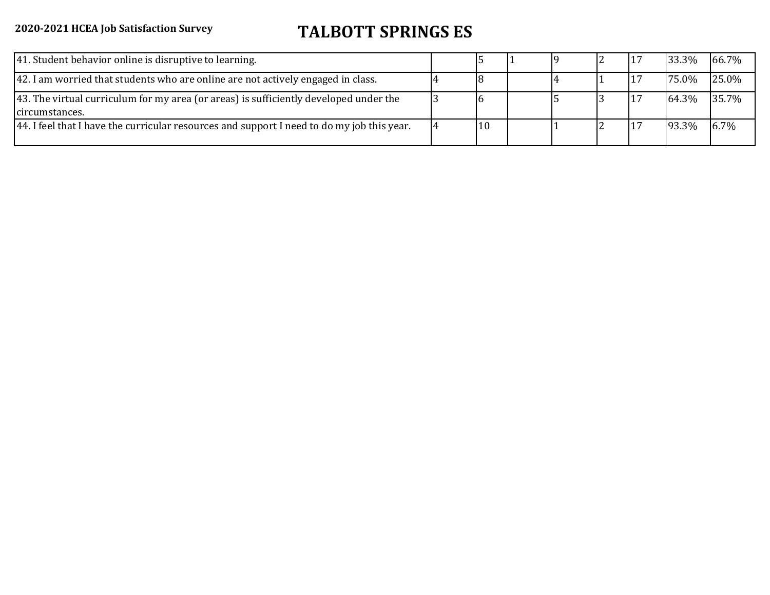| | | | | | | | | |
|---|---|---|---|---|---|---|---|---|
| 41. Student behavior online is disruptive to learning. | | 5 | 1 | 9 | 2 | 17 | 33.3% | 66.7% |
| 42. I am worried that students who are online are not actively engaged in class. | 4 | 8 | | 4 | 1 | 17 | 75.0% | 25.0% |
| 43. The virtual curriculum for my area (or areas) is sufficiently developed under the circumstances. | 3 | 6 | | 5 | 3 | 17 | 64.3% | 35.7% |
| 44. I feel that I have the curricular resources and support I need to do my job this year. | 4 | 10 | | 1 | 2 | 17 | 93.3% | 6.7% |